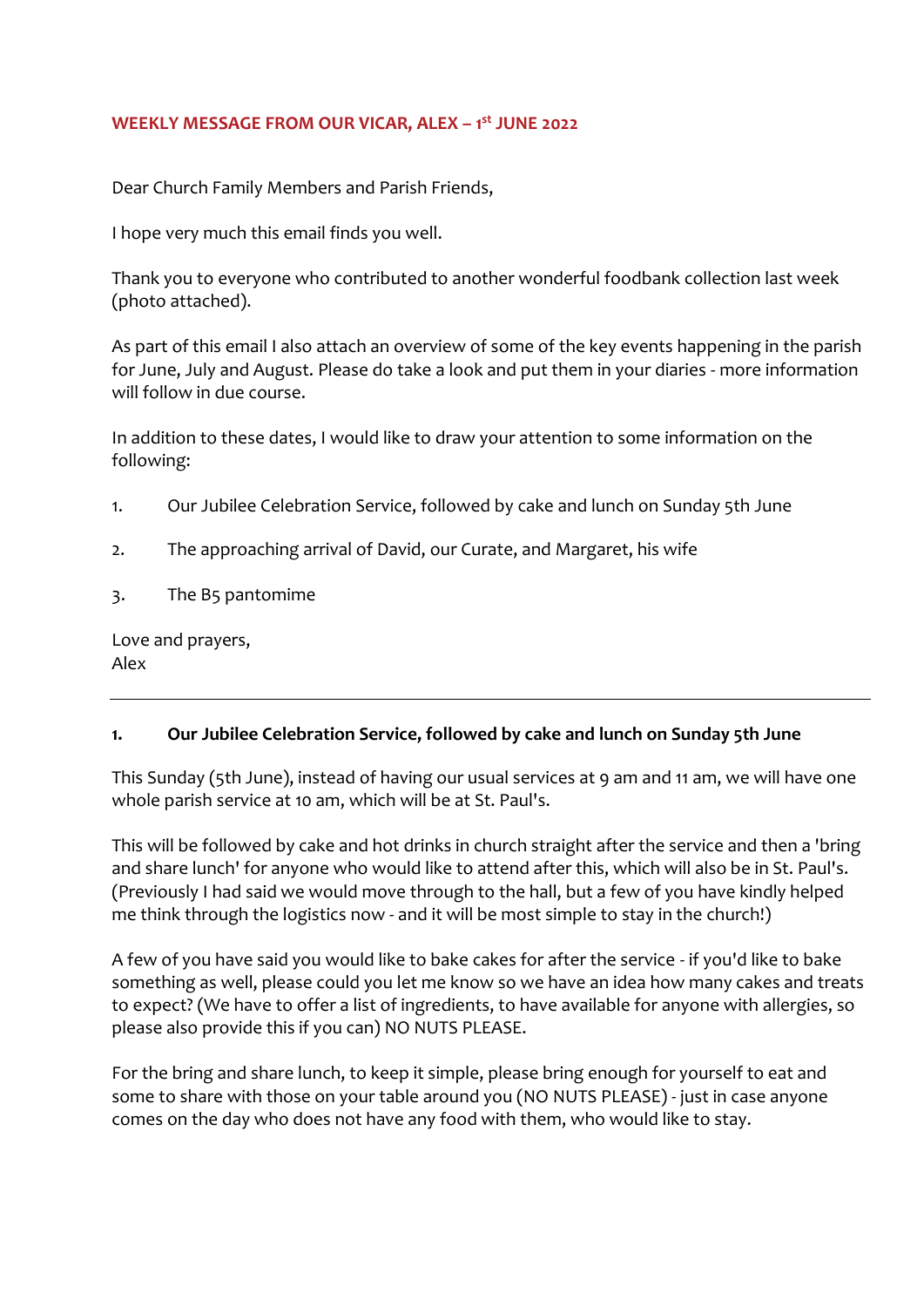**WEEKLY MESSAGE FROM OUR VICAR, ALEX – 1st JUNE 2022**

Dear Church Family Members and Parish Friends,

I hope very much this email finds you well.

Thank you to everyone who contributed to another wonderful foodbank collection last week (photo attached).

As part of this email I also attach an overview of some of the key events happening in the parish for June, July and August. Please do take a look and put them in your diaries - more information will follow in due course.

In addition to these dates, I would like to draw your attention to some information on the following:

1. Our Jubilee Celebration Service, followed by cake and lunch on Sunday 5th June
2. The approaching arrival of David, our Curate, and Margaret, his wife
3. The B5 pantomime

Love and prayers,
Alex

---

**1. Our Jubilee Celebration Service, followed by cake and lunch on Sunday 5th June**

This Sunday (5th June), instead of having our usual services at 9 am and 11 am, we will have one whole parish service at 10 am, which will be at St. Paul's.

This will be followed by cake and hot drinks in church straight after the service and then a 'bring and share lunch' for anyone who would like to attend after this, which will also be in St. Paul's. (Previously I had said we would move through to the hall, but a few of you have kindly helped me think through the logistics now - and it will be most simple to stay in the church!)

A few of you have said you would like to bake cakes for after the service - if you'd like to bake something as well, please could you let me know so we have an idea how many cakes and treats to expect? (We have to offer a list of ingredients, to have available for anyone with allergies, so please also provide this if you can) NO NUTS PLEASE.

For the bring and share lunch, to keep it simple, please bring enough for yourself to eat and some to share with those on your table around you (NO NUTS PLEASE) - just in case anyone comes on the day who does not have any food with them, who would like to stay.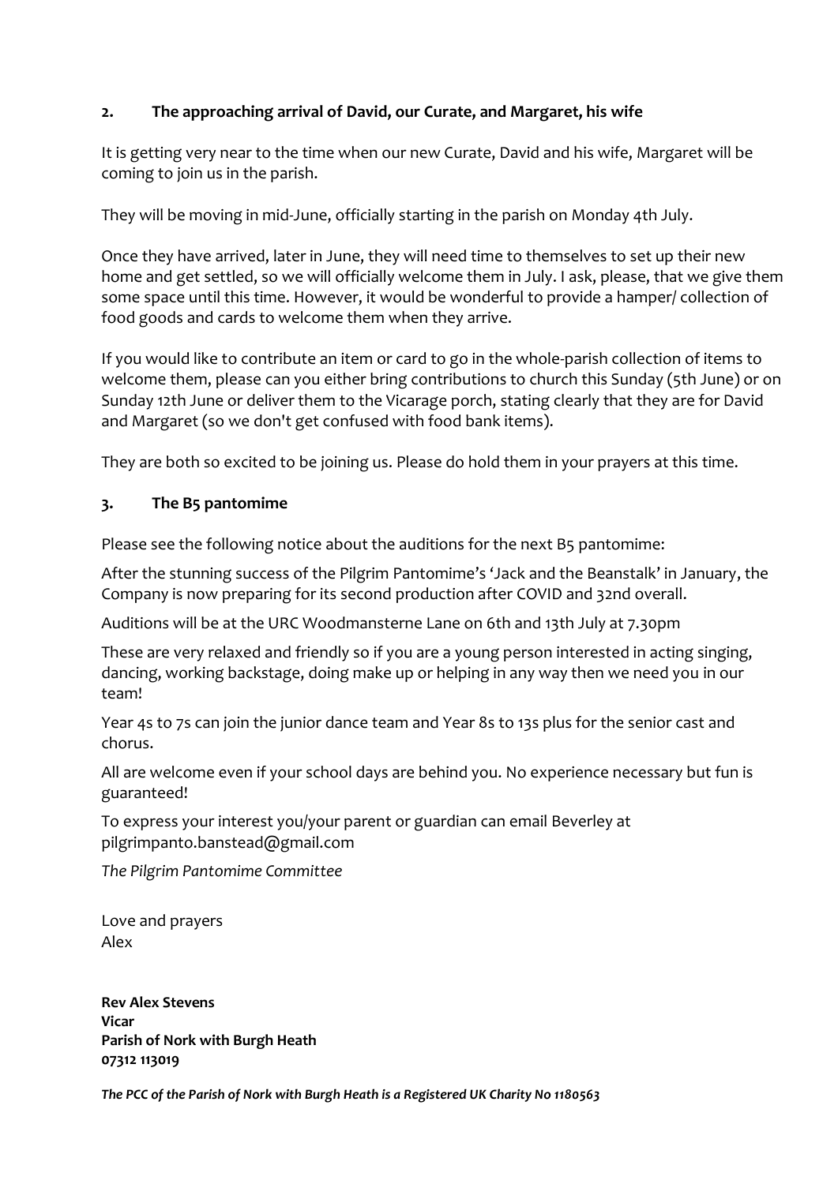## 2. The approaching arrival of David, our Curate, and Margaret, his wife

It is getting very near to the time when our new Curate, David and his wife, Margaret will be coming to join us in the parish.

They will be moving in mid-June, officially starting in the parish on Monday 4th July.

Once they have arrived, later in June, they will need time to themselves to set up their new home and get settled, so we will officially welcome them in July. I ask, please, that we give them some space until this time. However, it would be wonderful to provide a hamper/ collection of food goods and cards to welcome them when they arrive.

If you would like to contribute an item or card to go in the whole-parish collection of items to welcome them, please can you either bring contributions to church this Sunday (5th June) or on Sunday 12th June or deliver them to the Vicarage porch, stating clearly that they are for David and Margaret (so we don't get confused with food bank items).

They are both so excited to be joining us. Please do hold them in your prayers at this time.

## 3. The B5 pantomime

Please see the following notice about the auditions for the next B5 pantomime:

After the stunning success of the Pilgrim Pantomime's 'Jack and the Beanstalk' in January, the Company is now preparing for its second production after COVID and 32nd overall.

Auditions will be at the URC Woodmansterne Lane on 6th and 13th July at 7.30pm

These are very relaxed and friendly so if you are a young person interested in acting singing, dancing, working backstage, doing make up or helping in any way then we need you in our team!

Year 4s to 7s can join the junior dance team and Year 8s to 13s plus for the senior cast and chorus.

All are welcome even if your school days are behind you. No experience necessary but fun is guaranteed!

To express your interest you/your parent or guardian can email Beverley at pilgrimpanto.banstead@gmail.com

*The Pilgrim Pantomime Committee*

Love and prayers
Alex

**Rev Alex Stevens**
**Vicar**
**Parish of Nork with Burgh Heath**
**07312 113019**

***The PCC of the Parish of Nork with Burgh Heath is a Registered UK Charity No 1180563***